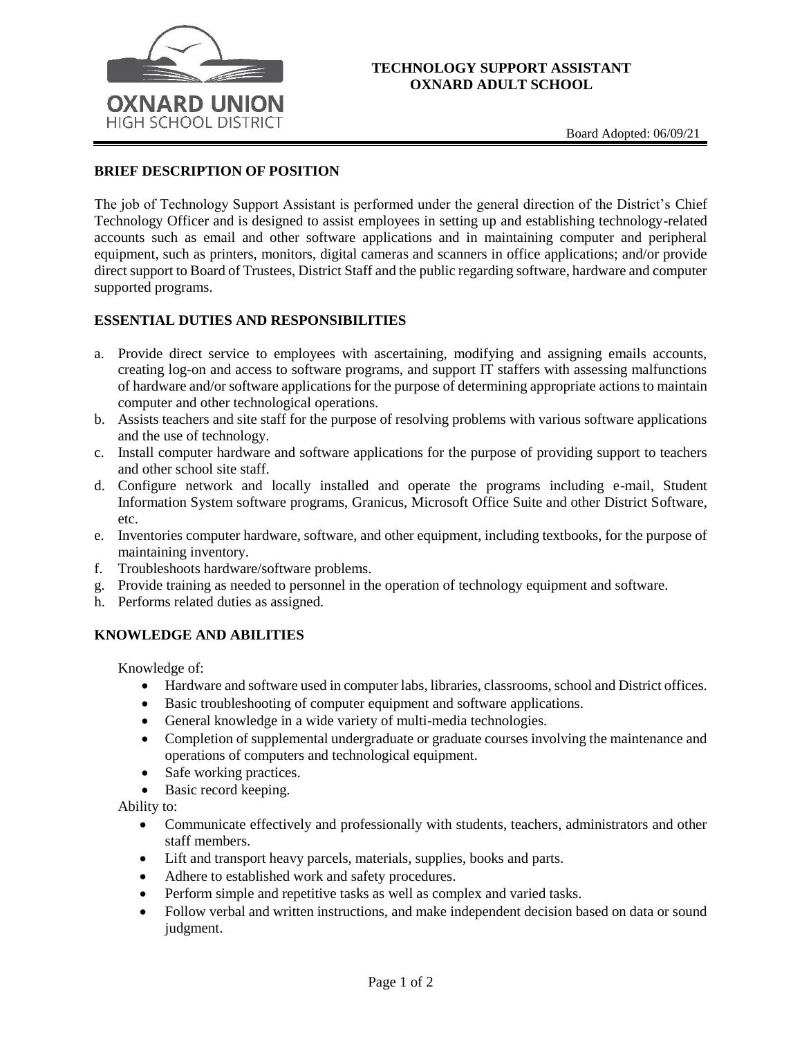OXNARD UNION
HIGH SCHOOL DISTRICT

# TECHNOLOGY SUPPORT ASSISTANT
# OXNARD ADULT SCHOOL

Board Adopted: 06/09/21

## BRIEF DESCRIPTION OF POSITION

The job of Technology Support Assistant is performed under the general direction of the District's Chief Technology Officer and is designed to assist employees in setting up and establishing technology-related accounts such as email and other software applications and in maintaining computer and peripheral equipment, such as printers, monitors, digital cameras and scanners in office applications; and/or provide direct support to Board of Trustees, District Staff and the public regarding software, hardware and computer supported programs.

## ESSENTIAL DUTIES AND RESPONSIBILITIES

a. Provide direct service to employees with ascertaining, modifying and assigning emails accounts, creating log-on and access to software programs, and support IT staffers with assessing malfunctions of hardware and/or software applications for the purpose of determining appropriate actions to maintain computer and other technological operations.
b. Assists teachers and site staff for the purpose of resolving problems with various software applications and the use of technology.
c. Install computer hardware and software applications for the purpose of providing support to teachers and other school site staff.
d. Configure network and locally installed and operate the programs including e-mail, Student Information System software programs, Granicus, Microsoft Office Suite and other District Software, etc.
e. Inventories computer hardware, software, and other equipment, including textbooks, for the purpose of maintaining inventory.
f. Troubleshoots hardware/software problems.
g. Provide training as needed to personnel in the operation of technology equipment and software.
h. Performs related duties as assigned.

## KNOWLEDGE AND ABILITIES

Knowledge of:

- Hardware and software used in computer labs, libraries, classrooms, school and District offices.
- Basic troubleshooting of computer equipment and software applications.
- General knowledge in a wide variety of multi-media technologies.
- Completion of supplemental undergraduate or graduate courses involving the maintenance and operations of computers and technological equipment.
- Safe working practices.
- Basic record keeping.

Ability to:

- Communicate effectively and professionally with students, teachers, administrators and other staff members.
- Lift and transport heavy parcels, materials, supplies, books and parts.
- Adhere to established work and safety procedures.
- Perform simple and repetitive tasks as well as complex and varied tasks.
- Follow verbal and written instructions, and make independent decision based on data or sound judgment.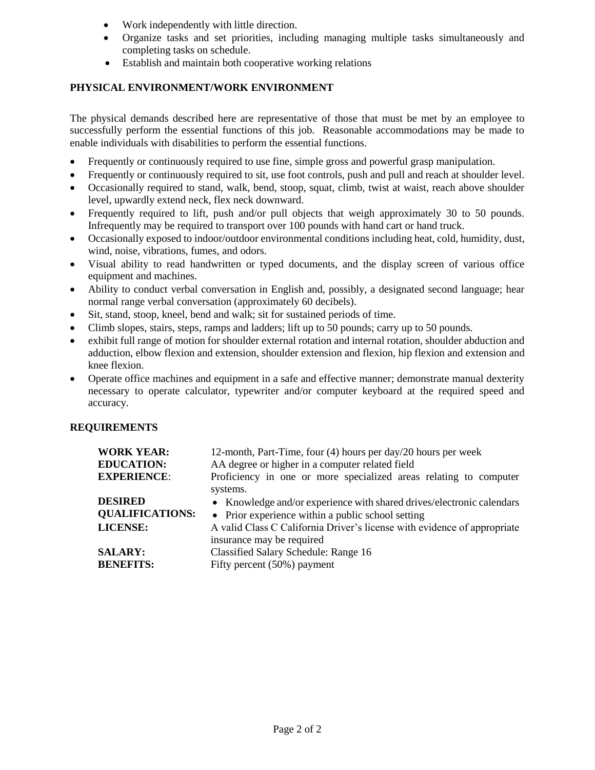- Work independently with little direction.
- Organize tasks and set priorities, including managing multiple tasks simultaneously and completing tasks on schedule.
- Establish and maintain both cooperative working relations

## PHYSICAL ENVIRONMENT/WORK ENVIRONMENT

The physical demands described here are representative of those that must be met by an employee to successfully perform the essential functions of this job. Reasonable accommodations may be made to enable individuals with disabilities to perform the essential functions.

- Frequently or continuously required to use fine, simple gross and powerful grasp manipulation.
- Frequently or continuously required to sit, use foot controls, push and pull and reach at shoulder level.
- Occasionally required to stand, walk, bend, stoop, squat, climb, twist at waist, reach above shoulder level, upwardly extend neck, flex neck downward.
- Frequently required to lift, push and/or pull objects that weigh approximately 30 to 50 pounds. Infrequently may be required to transport over 100 pounds with hand cart or hand truck.
- Occasionally exposed to indoor/outdoor environmental conditions including heat, cold, humidity, dust, wind, noise, vibrations, fumes, and odors.
- Visual ability to read handwritten or typed documents, and the display screen of various office equipment and machines.
- Ability to conduct verbal conversation in English and, possibly, a designated second language; hear normal range verbal conversation (approximately 60 decibels).
- Sit, stand, stoop, kneel, bend and walk; sit for sustained periods of time.
- Climb slopes, stairs, steps, ramps and ladders; lift up to 50 pounds; carry up to 50 pounds.
- exhibit full range of motion for shoulder external rotation and internal rotation, shoulder abduction and adduction, elbow flexion and extension, shoulder extension and flexion, hip flexion and extension and knee flexion.
- Operate office machines and equipment in a safe and effective manner; demonstrate manual dexterity necessary to operate calculator, typewriter and/or computer keyboard at the required speed and accuracy.

## REQUIREMENTS

| | |
|---|---|
| **WORK YEAR:** | 12-month, Part-Time, four (4) hours per day/20 hours per week |
| **EDUCATION:** | AA degree or higher in a computer related field |
| **EXPERIENCE**: | Proficiency in one or more specialized areas relating to computer systems. |
| **DESIRED QUALIFICATIONS:** | • Knowledge and/or experience with shared drives/electronic calendars<br>• Prior experience within a public school setting |
| **LICENSE:** | A valid Class C California Driver's license with evidence of appropriate insurance may be required |
| **SALARY:** | Classified Salary Schedule: Range 16 |
| **BENEFITS:** | Fifty percent (50%) payment |